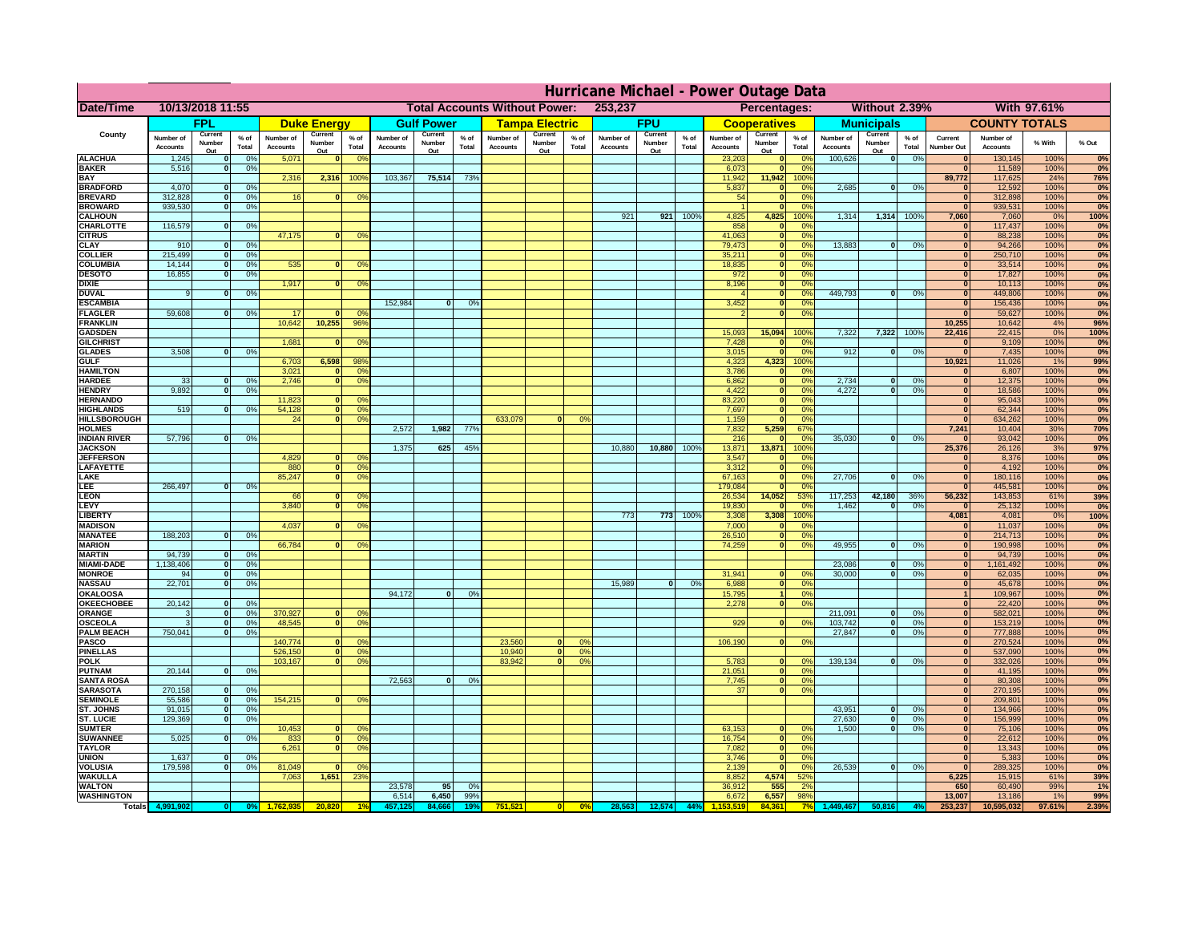# Hurricane Michael - Power Outage Data

| Date/Time | 10/13/2018 11:55 | | | | | | | Total Accounts Without Power: | | | 253,237 | | | | | Percentages: | | | Without 2.39% | | | | With 97.61% | | |
|---|---|---|---|---|---|---|---|---|---|---|---|---|---|---|---|---|---|---|---|---|---|---|---|---|---|
| County | FPL | | | Duke Energy | | | Gulf Power | | | Tampa Electric | | | FPU | | | Cooperatives | | | Municipals | | | COUNTY TOTALS | | | |
| | Number of Accounts | Current Number Out | % of Total | Number of Accounts | Current Number Out | % of Total | Number of Accounts | Current Number Out | % of Total | Number of Accounts | Current Number Out | % of Total | Number of Accounts | Current Number Out | % of Total | Number of Accounts | Current Number Out | % of Total | Number of Accounts | Current Number Out | % of Total | Current Number Out | Number of Accounts | % With | % Out |
| ALACHUA | 1,245 | 0 | 0% | 5,071 | 0 | 0% | | | | | | | | | | 23,203 | 0 | 0% | 100,626 | 0 | 0% | 0 | 130,145 | 100% | 0% |
| BAKER | 5,516 | 0 | 0% | | | | | | | | | | | | | 6,073 | 0 | 0% | | | | 0 | 11,589 | 100% | 0% |
| BAY | | | | 2,316 | 2,316 | 100% | 103,367 | 75,514 | 73% | | | | | | | 11,942 | 11,942 | 100% | | | | 89,772 | 117,625 | 24% | 76% |
| BRADFORD | 4,070 | 0 | 0% | | | | | | | | | | | | | 5,837 | 0 | 0% | 2,685 | 0 | 0% | 0 | 12,592 | 100% | 0% |
| BREVARD | 312,828 | 0 | 0% | 16 | 0 | 0% | | | | | | | | | | 54 | 0 | 0% | | | | 0 | 312,898 | 100% | 0% |
| BROWARD | 939,530 | 0 | 0% | | | | | | | | | | | | | 1 | 0 | 0% | | | | 0 | 939,531 | 100% | 0% |
| CALHOUN | | | | | | | | | | | | | 921 | 921 | 100% | 4,825 | 4,825 | 100% | 1,314 | 1,314 | 100% | 7,060 | 7,060 | 0% | 100% |
| CHARLOTTE | 116,579 | 0 | 0% | | | | | | | | | | | | | 858 | 0 | 0% | | | | 0 | 117,437 | 100% | 0% |
| CITRUS | | | | 47,175 | 0 | 0% | | | | | | | | | | 41,063 | 0 | 0% | | | | 0 | 88,238 | 100% | 0% |
| CLAY | 910 | 0 | 0% | | | | | | | | | | | | | 79,473 | 0 | 0% | 13,883 | 0 | 0% | 0 | 94,266 | 100% | 0% |
| COLLIER | 215,499 | 0 | 0% | | | | | | | | | | | | | 35,211 | 0 | 0% | | | | 0 | 250,710 | 100% | 0% |
| COLUMBIA | 14,144 | 0 | 0% | 535 | 0 | 0% | | | | | | | | | | 18,835 | 0 | 0% | | | | 0 | 33,514 | 100% | 0% |
| DESOTO | 16,855 | 0 | 0% | | | | | | | | | | | | | 972 | 0 | 0% | | | | 0 | 17,827 | 100% | 0% |
| DIXIE | | | | 1,917 | 0 | 0% | | | | | | | | | | 8,196 | 0 | 0% | | | | 0 | 10,113 | 100% | 0% |
| DUVAL | 9 | 0 | 0% | | | | | | | | | | | | | 4 | 0 | 0% | 449,793 | 0 | 0% | 0 | 449,806 | 100% | 0% |
| ESCAMBIA | | | | | | | 152,984 | 0 | 0% | | | | | | | 3,452 | 0 | 0% | | | | 0 | 156,436 | 100% | 0% |
| FLAGLER | 59,608 | 0 | 0% | 17 | 0 | 0% | | | | | | | | | | 2 | 0 | 0% | | | | 0 | 59,627 | 100% | 0% |
| FRANKLIN | | | | 10,642 | 10,255 | 96% | | | | | | | | | | | | | | | | 10,255 | 10,642 | 4% | 96% |
| GADSDEN | | | | | | | | | | | | | | | | 15,093 | 15,094 | 100% | 7,322 | 7,322 | 100% | 22,416 | 22,415 | 0% | 100% |
| GILCHRIST | | | | 1,681 | 0 | 0% | | | | | | | | | | 7,428 | 0 | 0% | | | | 0 | 9,109 | 100% | 0% |
| GLADES | 3,508 | 0 | 0% | | | | | | | | | | | | | 3,015 | 0 | 0% | 912 | 0 | 0% | 0 | 7,435 | 100% | 0% |
| GULF | | | | 6,703 | 6,598 | 98% | | | | | | | | | | 4,323 | 4,323 | 100% | | | | 10,921 | 11,026 | 1% | 99% |
| HAMILTON | | | | 3,021 | 0 | 0% | | | | | | | | | | 3,786 | 0 | 0% | | | | 0 | 6,807 | 100% | 0% |
| HARDEE | 33 | 0 | 0% | 2,746 | 0 | 0% | | | | | | | | | | 6,862 | 0 | 0% | 2,734 | 0 | 0% | 0 | 12,375 | 100% | 0% |
| HENDRY | 9,892 | 0 | 0% | | | | | | | | | | | | | 4,422 | 0 | 0% | 4,272 | 0 | 0% | 0 | 18,586 | 100% | 0% |
| HERNANDO | | | | 11,823 | 0 | 0% | | | | | | | | | | 83,220 | 0 | 0% | | | | 0 | 95,043 | 100% | 0% |
| HIGHLANDS | 519 | 0 | 0% | 54,128 | 0 | 0% | | | | | | | | | | 7,697 | 0 | 0% | | | | 0 | 62,344 | 100% | 0% |
| HILLSBOROUGH | | | | 24 | 0 | 0% | | | | 633,079 | 0 | 0% | | | | 1,159 | 0 | 0% | | | | 0 | 634,262 | 100% | 0% |
| HOLMES | | | | | | | 2,572 | 1,982 | 77% | | | | | | | 7,832 | 5,259 | 67% | | | | 7,241 | 10,404 | 30% | 70% |
| INDIAN RIVER | 57,796 | 0 | 0% | | | | | | | | | | | | | 216 | 0 | 0% | 35,030 | 0 | 0% | 0 | 93,042 | 100% | 0% |
| JACKSON | | | | | | | 1,375 | 625 | 45% | | | | 10,880 | 10,880 | 100% | 13,871 | 13,871 | 100% | | | | 25,376 | 26,126 | 3% | 97% |
| JEFFERSON | | | | 4,829 | 0 | 0% | | | | | | | | | | 3,547 | 0 | 0% | | | | 0 | 8,376 | 100% | 0% |
| LAFAYETTE | | | | 880 | 0 | 0% | | | | | | | | | | 3,312 | 0 | 0% | | | | 0 | 4,192 | 100% | 0% |
| LAKE | | | | 85,247 | 0 | 0% | | | | | | | | | | 67,163 | 0 | 0% | 27,706 | 0 | 0% | 0 | 180,116 | 100% | 0% |
| LEE | 266,497 | 0 | 0% | | | | | | | | | | | | | 179,084 | 0 | 0% | | | | 0 | 445,581 | 100% | 0% |
| LEON | | | | 66 | 0 | 0% | | | | | | | | | | 26,534 | 14,052 | 53% | 117,253 | 42,180 | 36% | 56,232 | 143,853 | 61% | 39% |
| LEVY | | | | 3,840 | 0 | 0% | | | | | | | | | | 19,830 | 0 | 0% | 1,462 | 0 | 0% | 0 | 25,132 | 100% | 0% |
| LIBERTY | | | | | | | | | | | | | 773 | 773 | 100% | 3,308 | 3,308 | 100% | | | | 4,081 | 4,081 | 0% | 100% |
| MADISON | | | | 4,037 | 0 | 0% | | | | | | | | | | 7,000 | 0 | 0% | | | | 0 | 11,037 | 100% | 0% |
| MANATEE | 188,203 | 0 | 0% | | | | | | | | | | | | | 26,510 | 0 | 0% | | | | 0 | 214,713 | 100% | 0% |
| MARION | | | | 66,784 | 0 | 0% | | | | | | | | | | 74,259 | 0 | 0% | 49,955 | 0 | 0% | 0 | 190,998 | 100% | 0% |
| MARTIN | 94,739 | 0 | 0% | | | | | | | | | | | | | | | | | | | 0 | 94,739 | 100% | 0% |
| MIAMI-DADE | 1,138,406 | 0 | 0% | | | | | | | | | | | | | | | | 23,086 | 0 | 0% | 0 | 1,161,492 | 100% | 0% |
| MONROE | 94 | 0 | 0% | | | | | | | | | | | | | 31,941 | 0 | 0% | 30,000 | 0 | 0% | 0 | 62,035 | 100% | 0% |
| NASSAU | 22,701 | 0 | 0% | | | | | | | | | | 15,989 | 0 | 0% | 6,988 | 0 | 0% | | | | 0 | 45,678 | 100% | 0% |
| OKALOOSA | | | | | | | 94,172 | 0 | 0% | | | | | | | 15,795 | 1 | 0% | | | | 1 | 109,967 | 100% | 0% |
| OKEECHOBEE | 20,142 | 0 | 0% | | | | | | | | | | | | | 2,278 | 0 | 0% | | | | 0 | 22,420 | 100% | 0% |
| ORANGE | 3 | 0 | 0% | 370,927 | 0 | 0% | | | | | | | | | | | | | 211,091 | 0 | 0% | 0 | 582,021 | 100% | 0% |
| OSCEOLA | 3 | 0 | 0% | 48,545 | 0 | 0% | | | | | | | | | | 929 | 0 | 0% | 103,742 | 0 | 0% | 0 | 153,219 | 100% | 0% |
| PALM BEACH | 750,041 | 0 | 0% | | | | | | | | | | | | | | | | 27,847 | 0 | 0% | 0 | 777,888 | 100% | 0% |
| PASCO | | | | 140,774 | 0 | 0% | | | | 23,560 | 0 | 0% | | | | 106,190 | 0 | 0% | | | | 0 | 270,524 | 100% | 0% |
| PINELLAS | | | | 526,150 | 0 | 0% | | | | 10,940 | 0 | 0% | | | | | | | | | | 0 | 537,090 | 100% | 0% |
| POLK | | | | 103,167 | 0 | 0% | | | | 83,942 | 0 | 0% | | | | 5,783 | 0 | 0% | 139,134 | 0 | 0% | 0 | 332,026 | 100% | 0% |
| PUTNAM | 20,144 | 0 | 0% | | | | | | | | | | | | | 21,051 | 0 | 0% | | | | 0 | 41,195 | 100% | 0% |
| SANTA ROSA | | | | | | | 72,563 | 0 | 0% | | | | | | | 7,745 | 0 | 0% | | | | 0 | 80,308 | 100% | 0% |
| SARASOTA | 270,158 | 0 | 0% | | | | | | | | | | | | | 37 | 0 | 0% | | | | 0 | 270,195 | 100% | 0% |
| SEMINOLE | 55,586 | 0 | 0% | 154,215 | 0 | 0% | | | | | | | | | | | | | | | | 0 | 209,801 | 100% | 0% |
| ST. JOHNS | 91,015 | 0 | 0% | | | | | | | | | | | | | | | | 43,951 | 0 | 0% | 0 | 134,966 | 100% | 0% |
| ST. LUCIE | 129,369 | 0 | 0% | | | | | | | | | | | | | | | | 27,630 | 0 | 0% | 0 | 156,999 | 100% | 0% |
| SUMTER | | | | 10,453 | 0 | 0% | | | | | | | | | | 63,153 | 0 | 0% | 1,500 | 0 | 0% | 0 | 75,106 | 100% | 0% |
| SUWANNEE | 5,025 | 0 | 0% | 833 | 0 | 0% | | | | | | | | | | 16,754 | 0 | 0% | | | | 0 | 22,612 | 100% | 0% |
| TAYLOR | | | | 6,261 | 0 | 0% | | | | | | | | | | 7,082 | 0 | 0% | | | | 0 | 13,343 | 100% | 0% |
| UNION | 1,637 | 0 | 0% | | | | | | | | | | | | | 3,746 | 0 | 0% | | | | 0 | 5,383 | 100% | 0% |
| VOLUSIA | 179,598 | 0 | 0% | 81,049 | 0 | 0% | | | | | | | | | | 2,139 | 0 | 0% | 26,539 | 0 | 0% | 0 | 289,325 | 100% | 0% |
| WAKULLA | | | | 7,063 | 1,651 | 23% | | | | | | | | | | 8,852 | 4,574 | 52% | | | | 6,225 | 15,915 | 61% | 39% |
| WALTON | | | | | | | 23,578 | 95 | 0% | | | | | | | 36,912 | 555 | 2% | | | | 650 | 60,490 | 99% | 1% |
| WASHINGTON | | | | | | | 6,514 | 6,450 | 99% | | | | | | | 6,672 | 6,557 | 98% | | | | 13,007 | 13,186 | 1% | 99% |
| Totals | 4,991,902 | 0 | 0% | 1,762,935 | 20,820 | 1% | 457,125 | 84,666 | 19% | 751,521 | 0 | 0% | 28,563 | 12,574 | 44% | 1,153,519 | 84,361 | 7% | 1,449,467 | 50,816 | 4% | 253,237 | 10,595,032 | 97.61% | 2.39% |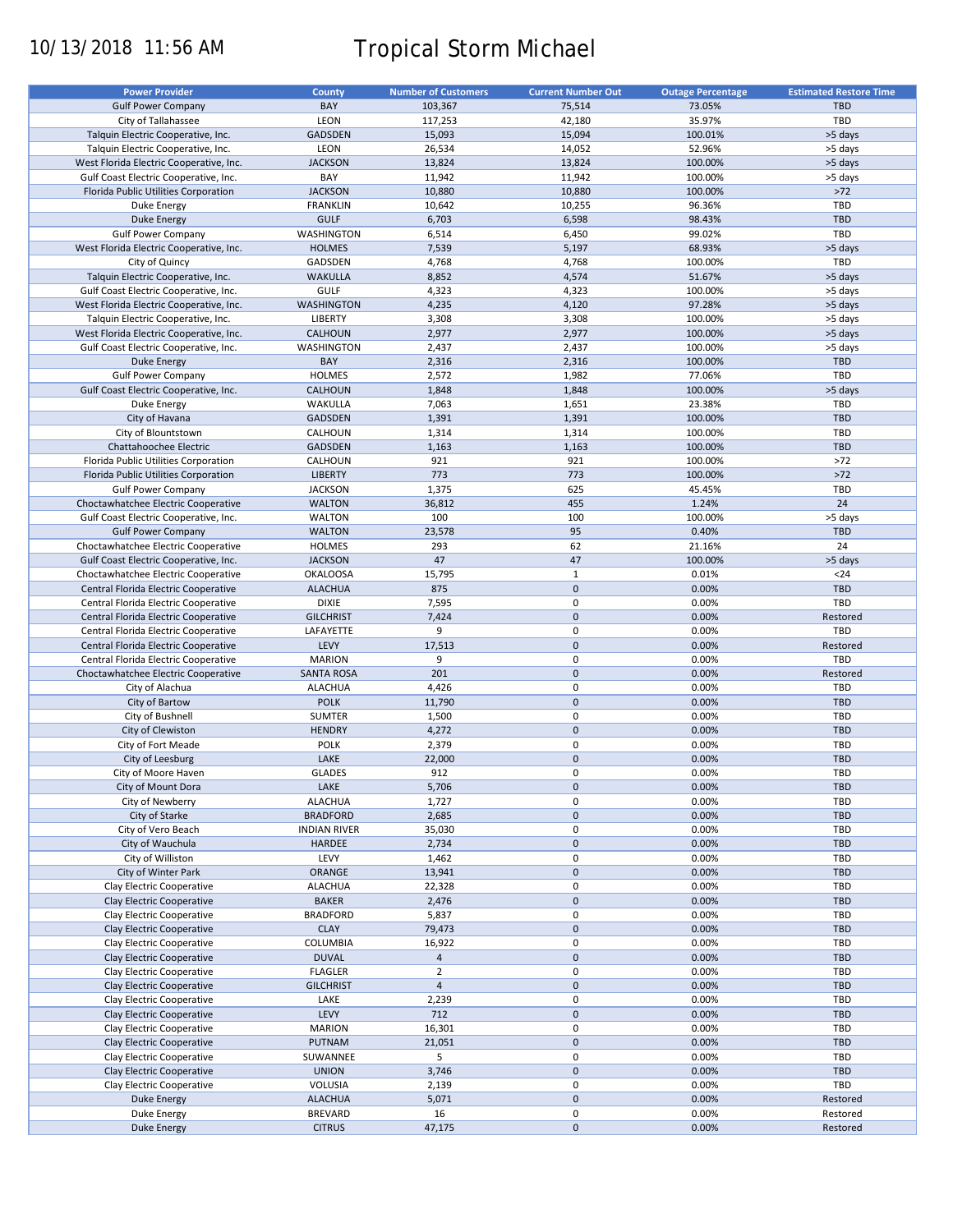10/13/2018 11:56 AM

# Tropical Storm Michael

| Power Provider | County | Number of Customers | Current Number Out | Outage Percentage | Estimated Restore Time |
|---|---|---|---|---|---|
| Gulf Power Company | BAY | 103,367 | 75,514 | 73.05% | TBD |
| City of Tallahassee | LEON | 117,253 | 42,180 | 35.97% | TBD |
| Talquin Electric Cooperative, Inc. | GADSDEN | 15,093 | 15,094 | 100.01% | >5 days |
| Talquin Electric Cooperative, Inc. | LEON | 26,534 | 14,052 | 52.96% | >5 days |
| West Florida Electric Cooperative, Inc. | JACKSON | 13,824 | 13,824 | 100.00% | >5 days |
| Gulf Coast Electric Cooperative, Inc. | BAY | 11,942 | 11,942 | 100.00% | >5 days |
| Florida Public Utilities Corporation | JACKSON | 10,880 | 10,880 | 100.00% | >72 |
| Duke Energy | FRANKLIN | 10,642 | 10,255 | 96.36% | TBD |
| Duke Energy | GULF | 6,703 | 6,598 | 98.43% | TBD |
| Gulf Power Company | WASHINGTON | 6,514 | 6,450 | 99.02% | TBD |
| West Florida Electric Cooperative, Inc. | HOLMES | 7,539 | 5,197 | 68.93% | >5 days |
| City of Quincy | GADSDEN | 4,768 | 4,768 | 100.00% | TBD |
| Talquin Electric Cooperative, Inc. | WAKULLA | 8,852 | 4,574 | 51.67% | >5 days |
| Gulf Coast Electric Cooperative, Inc. | GULF | 4,323 | 4,323 | 100.00% | >5 days |
| West Florida Electric Cooperative, Inc. | WASHINGTON | 4,235 | 4,120 | 97.28% | >5 days |
| Talquin Electric Cooperative, Inc. | LIBERTY | 3,308 | 3,308 | 100.00% | >5 days |
| West Florida Electric Cooperative, Inc. | CALHOUN | 2,977 | 2,977 | 100.00% | >5 days |
| Gulf Coast Electric Cooperative, Inc. | WASHINGTON | 2,437 | 2,437 | 100.00% | >5 days |
| Duke Energy | BAY | 2,316 | 2,316 | 100.00% | TBD |
| Gulf Power Company | HOLMES | 2,572 | 1,982 | 77.06% | TBD |
| Gulf Coast Electric Cooperative, Inc. | CALHOUN | 1,848 | 1,848 | 100.00% | >5 days |
| Duke Energy | WAKULLA | 7,063 | 1,651 | 23.38% | TBD |
| City of Havana | GADSDEN | 1,391 | 1,391 | 100.00% | TBD |
| City of Blountstown | CALHOUN | 1,314 | 1,314 | 100.00% | TBD |
| Chattahoochee Electric | GADSDEN | 1,163 | 1,163 | 100.00% | TBD |
| Florida Public Utilities Corporation | CALHOUN | 921 | 921 | 100.00% | >72 |
| Florida Public Utilities Corporation | LIBERTY | 773 | 773 | 100.00% | >72 |
| Gulf Power Company | JACKSON | 1,375 | 625 | 45.45% | TBD |
| Choctawhatchee Electric Cooperative | WALTON | 36,812 | 455 | 1.24% | 24 |
| Gulf Coast Electric Cooperative, Inc. | WALTON | 100 | 100 | 100.00% | >5 days |
| Gulf Power Company | WALTON | 23,578 | 95 | 0.40% | TBD |
| Choctawhatchee Electric Cooperative | HOLMES | 293 | 62 | 21.16% | 24 |
| Gulf Coast Electric Cooperative, Inc. | JACKSON | 47 | 47 | 100.00% | >5 days |
| Choctawhatchee Electric Cooperative | OKALOOSA | 15,795 | 1 | 0.01% | <24 |
| Central Florida Electric Cooperative | ALACHUA | 875 | 0 | 0.00% | TBD |
| Central Florida Electric Cooperative | DIXIE | 7,595 | 0 | 0.00% | TBD |
| Central Florida Electric Cooperative | GILCHRIST | 7,424 | 0 | 0.00% | Restored |
| Central Florida Electric Cooperative | LAFAYETTE | 9 | 0 | 0.00% | TBD |
| Central Florida Electric Cooperative | LEVY | 17,513 | 0 | 0.00% | Restored |
| Central Florida Electric Cooperative | MARION | 9 | 0 | 0.00% | TBD |
| Choctawhatchee Electric Cooperative | SANTA ROSA | 201 | 0 | 0.00% | Restored |
| City of Alachua | ALACHUA | 4,426 | 0 | 0.00% | TBD |
| City of Bartow | POLK | 11,790 | 0 | 0.00% | TBD |
| City of Bushnell | SUMTER | 1,500 | 0 | 0.00% | TBD |
| City of Clewiston | HENDRY | 4,272 | 0 | 0.00% | TBD |
| City of Fort Meade | POLK | 2,379 | 0 | 0.00% | TBD |
| City of Leesburg | LAKE | 22,000 | 0 | 0.00% | TBD |
| City of Moore Haven | GLADES | 912 | 0 | 0.00% | TBD |
| City of Mount Dora | LAKE | 5,706 | 0 | 0.00% | TBD |
| City of Newberry | ALACHUA | 1,727 | 0 | 0.00% | TBD |
| City of Starke | BRADFORD | 2,685 | 0 | 0.00% | TBD |
| City of Vero Beach | INDIAN RIVER | 35,030 | 0 | 0.00% | TBD |
| City of Wauchula | HARDEE | 2,734 | 0 | 0.00% | TBD |
| City of Williston | LEVY | 1,462 | 0 | 0.00% | TBD |
| City of Winter Park | ORANGE | 13,941 | 0 | 0.00% | TBD |
| Clay Electric Cooperative | ALACHUA | 22,328 | 0 | 0.00% | TBD |
| Clay Electric Cooperative | BAKER | 2,476 | 0 | 0.00% | TBD |
| Clay Electric Cooperative | BRADFORD | 5,837 | 0 | 0.00% | TBD |
| Clay Electric Cooperative | CLAY | 79,473 | 0 | 0.00% | TBD |
| Clay Electric Cooperative | COLUMBIA | 16,922 | 0 | 0.00% | TBD |
| Clay Electric Cooperative | DUVAL | 4 | 0 | 0.00% | TBD |
| Clay Electric Cooperative | FLAGLER | 2 | 0 | 0.00% | TBD |
| Clay Electric Cooperative | GILCHRIST | 4 | 0 | 0.00% | TBD |
| Clay Electric Cooperative | LAKE | 2,239 | 0 | 0.00% | TBD |
| Clay Electric Cooperative | LEVY | 712 | 0 | 0.00% | TBD |
| Clay Electric Cooperative | MARION | 16,301 | 0 | 0.00% | TBD |
| Clay Electric Cooperative | PUTNAM | 21,051 | 0 | 0.00% | TBD |
| Clay Electric Cooperative | SUWANNEE | 5 | 0 | 0.00% | TBD |
| Clay Electric Cooperative | UNION | 3,746 | 0 | 0.00% | TBD |
| Clay Electric Cooperative | VOLUSIA | 2,139 | 0 | 0.00% | TBD |
| Duke Energy | ALACHUA | 5,071 | 0 | 0.00% | Restored |
| Duke Energy | BREVARD | 16 | 0 | 0.00% | Restored |
| Duke Energy | CITRUS | 47,175 | 0 | 0.00% | Restored |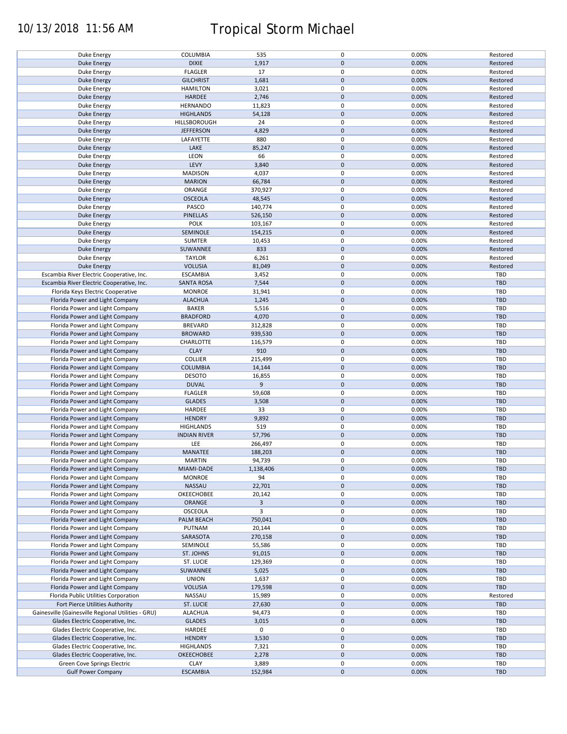| Duke Energy | COLUMBIA | 535 | 0 | 0.00% | Restored |
|---|---|---|---|---|---|
| Duke Energy | DIXIE | 1,917 | 0 | 0.00% | Restored |
| Duke Energy | FLAGLER | 17 | 0 | 0.00% | Restored |
| Duke Energy | GILCHRIST | 1,681 | 0 | 0.00% | Restored |
| Duke Energy | HAMILTON | 3,021 | 0 | 0.00% | Restored |
| Duke Energy | HARDEE | 2,746 | 0 | 0.00% | Restored |
| Duke Energy | HERNANDO | 11,823 | 0 | 0.00% | Restored |
| Duke Energy | HIGHLANDS | 54,128 | 0 | 0.00% | Restored |
| Duke Energy | HILLSBOROUGH | 24 | 0 | 0.00% | Restored |
| Duke Energy | JEFFERSON | 4,829 | 0 | 0.00% | Restored |
| Duke Energy | LAFAYETTE | 880 | 0 | 0.00% | Restored |
| Duke Energy | LAKE | 85,247 | 0 | 0.00% | Restored |
| Duke Energy | LEON | 66 | 0 | 0.00% | Restored |
| Duke Energy | LEVY | 3,840 | 0 | 0.00% | Restored |
| Duke Energy | MADISON | 4,037 | 0 | 0.00% | Restored |
| Duke Energy | MARION | 66,784 | 0 | 0.00% | Restored |
| Duke Energy | ORANGE | 370,927 | 0 | 0.00% | Restored |
| Duke Energy | OSCEOLA | 48,545 | 0 | 0.00% | Restored |
| Duke Energy | PASCO | 140,774 | 0 | 0.00% | Restored |
| Duke Energy | PINELLAS | 526,150 | 0 | 0.00% | Restored |
| Duke Energy | POLK | 103,167 | 0 | 0.00% | Restored |
| Duke Energy | SEMINOLE | 154,215 | 0 | 0.00% | Restored |
| Duke Energy | SUMTER | 10,453 | 0 | 0.00% | Restored |
| Duke Energy | SUWANNEE | 833 | 0 | 0.00% | Restored |
| Duke Energy | TAYLOR | 6,261 | 0 | 0.00% | Restored |
| Duke Energy | VOLUSIA | 81,049 | 0 | 0.00% | Restored |
| Escambia River Electric Cooperative, Inc. | ESCAMBIA | 3,452 | 0 | 0.00% | TBD |
| Escambia River Electric Cooperative, Inc. | SANTA ROSA | 7,544 | 0 | 0.00% | TBD |
| Florida Keys Electric Cooperative | MONROE | 31,941 | 0 | 0.00% | TBD |
| Florida Power and Light Company | ALACHUA | 1,245 | 0 | 0.00% | TBD |
| Florida Power and Light Company | BAKER | 5,516 | 0 | 0.00% | TBD |
| Florida Power and Light Company | BRADFORD | 4,070 | 0 | 0.00% | TBD |
| Florida Power and Light Company | BREVARD | 312,828 | 0 | 0.00% | TBD |
| Florida Power and Light Company | BROWARD | 939,530 | 0 | 0.00% | TBD |
| Florida Power and Light Company | CHARLOTTE | 116,579 | 0 | 0.00% | TBD |
| Florida Power and Light Company | CLAY | 910 | 0 | 0.00% | TBD |
| Florida Power and Light Company | COLLIER | 215,499 | 0 | 0.00% | TBD |
| Florida Power and Light Company | COLUMBIA | 14,144 | 0 | 0.00% | TBD |
| Florida Power and Light Company | DESOTO | 16,855 | 0 | 0.00% | TBD |
| Florida Power and Light Company | DUVAL | 9 | 0 | 0.00% | TBD |
| Florida Power and Light Company | FLAGLER | 59,608 | 0 | 0.00% | TBD |
| Florida Power and Light Company | GLADES | 3,508 | 0 | 0.00% | TBD |
| Florida Power and Light Company | HARDEE | 33 | 0 | 0.00% | TBD |
| Florida Power and Light Company | HENDRY | 9,892 | 0 | 0.00% | TBD |
| Florida Power and Light Company | HIGHLANDS | 519 | 0 | 0.00% | TBD |
| Florida Power and Light Company | INDIAN RIVER | 57,796 | 0 | 0.00% | TBD |
| Florida Power and Light Company | LEE | 266,497 | 0 | 0.00% | TBD |
| Florida Power and Light Company | MANATEE | 188,203 | 0 | 0.00% | TBD |
| Florida Power and Light Company | MARTIN | 94,739 | 0 | 0.00% | TBD |
| Florida Power and Light Company | MIAMI-DADE | 1,138,406 | 0 | 0.00% | TBD |
| Florida Power and Light Company | MONROE | 94 | 0 | 0.00% | TBD |
| Florida Power and Light Company | NASSAU | 22,701 | 0 | 0.00% | TBD |
| Florida Power and Light Company | OKEECHOBEE | 20,142 | 0 | 0.00% | TBD |
| Florida Power and Light Company | ORANGE | 3 | 0 | 0.00% | TBD |
| Florida Power and Light Company | OSCEOLA | 3 | 0 | 0.00% | TBD |
| Florida Power and Light Company | PALM BEACH | 750,041 | 0 | 0.00% | TBD |
| Florida Power and Light Company | PUTNAM | 20,144 | 0 | 0.00% | TBD |
| Florida Power and Light Company | SARASOTA | 270,158 | 0 | 0.00% | TBD |
| Florida Power and Light Company | SEMINOLE | 55,586 | 0 | 0.00% | TBD |
| Florida Power and Light Company | ST. JOHNS | 91,015 | 0 | 0.00% | TBD |
| Florida Power and Light Company | ST. LUCIE | 129,369 | 0 | 0.00% | TBD |
| Florida Power and Light Company | SUWANNEE | 5,025 | 0 | 0.00% | TBD |
| Florida Power and Light Company | UNION | 1,637 | 0 | 0.00% | TBD |
| Florida Power and Light Company | VOLUSIA | 179,598 | 0 | 0.00% | TBD |
| Florida Public Utilities Corporation | NASSAU | 15,989 | 0 | 0.00% | Restored |
| Fort Pierce Utilities Authority | ST. LUCIE | 27,630 | 0 | 0.00% | TBD |
| Gainesville (Gainesville Regional Utilities - GRU) | ALACHUA | 94,473 | 0 | 0.00% | TBD |
| Glades Electric Cooperative, Inc. | GLADES | 3,015 | 0 | 0.00% | TBD |
| Glades Electric Cooperative, Inc. | HARDEE | 0 | 0 | | TBD |
| Glades Electric Cooperative, Inc. | HENDRY | 3,530 | 0 | 0.00% | TBD |
| Glades Electric Cooperative, Inc. | HIGHLANDS | 7,321 | 0 | 0.00% | TBD |
| Glades Electric Cooperative, Inc. | OKEECHOBEE | 2,278 | 0 | 0.00% | TBD |
| Green Cove Springs Electric | CLAY | 3,889 | 0 | 0.00% | TBD |
| Gulf Power Company | ESCAMBIA | 152,984 | 0 | 0.00% | TBD |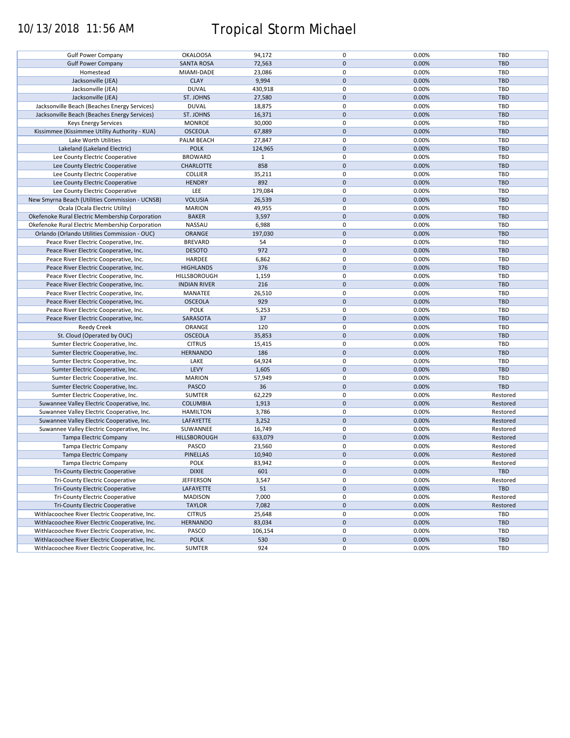10/13/2018 11:56 AM

# Tropical Storm Michael

| | | | | | |
|---|---|---|---|---|---|
| Gulf Power Company | OKALOOSA | 94,172 | 0 | 0.00% | TBD |
| Gulf Power Company | SANTA ROSA | 72,563 | 0 | 0.00% | TBD |
| Homestead | MIAMI-DADE | 23,086 | 0 | 0.00% | TBD |
| Jacksonville (JEA) | CLAY | 9,994 | 0 | 0.00% | TBD |
| Jacksonville (JEA) | DUVAL | 430,918 | 0 | 0.00% | TBD |
| Jacksonville (JEA) | ST. JOHNS | 27,580 | 0 | 0.00% | TBD |
| Jacksonville Beach (Beaches Energy Services) | DUVAL | 18,875 | 0 | 0.00% | TBD |
| Jacksonville Beach (Beaches Energy Services) | ST. JOHNS | 16,371 | 0 | 0.00% | TBD |
| Keys Energy Services | MONROE | 30,000 | 0 | 0.00% | TBD |
| Kissimmee (Kissimmee Utility Authority - KUA) | OSCEOLA | 67,889 | 0 | 0.00% | TBD |
| Lake Worth Utilities | PALM BEACH | 27,847 | 0 | 0.00% | TBD |
| Lakeland (Lakeland Electric) | POLK | 124,965 | 0 | 0.00% | TBD |
| Lee County Electric Cooperative | BROWARD | 1 | 0 | 0.00% | TBD |
| Lee County Electric Cooperative | CHARLOTTE | 858 | 0 | 0.00% | TBD |
| Lee County Electric Cooperative | COLLIER | 35,211 | 0 | 0.00% | TBD |
| Lee County Electric Cooperative | HENDRY | 892 | 0 | 0.00% | TBD |
| Lee County Electric Cooperative | LEE | 179,084 | 0 | 0.00% | TBD |
| New Smyrna Beach (Utilities Commission - UCNSB) | VOLUSIA | 26,539 | 0 | 0.00% | TBD |
| Ocala (Ocala Electric Utility) | MARION | 49,955 | 0 | 0.00% | TBD |
| Okefenoke Rural Electric Membership Corporation | BAKER | 3,597 | 0 | 0.00% | TBD |
| Okefenoke Rural Electric Membership Corporation | NASSAU | 6,988 | 0 | 0.00% | TBD |
| Orlando (Orlando Utilities Commission - OUC) | ORANGE | 197,030 | 0 | 0.00% | TBD |
| Peace River Electric Cooperative, Inc. | BREVARD | 54 | 0 | 0.00% | TBD |
| Peace River Electric Cooperative, Inc. | DESOTO | 972 | 0 | 0.00% | TBD |
| Peace River Electric Cooperative, Inc. | HARDEE | 6,862 | 0 | 0.00% | TBD |
| Peace River Electric Cooperative, Inc. | HIGHLANDS | 376 | 0 | 0.00% | TBD |
| Peace River Electric Cooperative, Inc. | HILLSBOROUGH | 1,159 | 0 | 0.00% | TBD |
| Peace River Electric Cooperative, Inc. | INDIAN RIVER | 216 | 0 | 0.00% | TBD |
| Peace River Electric Cooperative, Inc. | MANATEE | 26,510 | 0 | 0.00% | TBD |
| Peace River Electric Cooperative, Inc. | OSCEOLA | 929 | 0 | 0.00% | TBD |
| Peace River Electric Cooperative, Inc. | POLK | 5,253 | 0 | 0.00% | TBD |
| Peace River Electric Cooperative, Inc. | SARASOTA | 37 | 0 | 0.00% | TBD |
| Reedy Creek | ORANGE | 120 | 0 | 0.00% | TBD |
| St. Cloud (Operated by OUC) | OSCEOLA | 35,853 | 0 | 0.00% | TBD |
| Sumter Electric Cooperative, Inc. | CITRUS | 15,415 | 0 | 0.00% | TBD |
| Sumter Electric Cooperative, Inc. | HERNANDO | 186 | 0 | 0.00% | TBD |
| Sumter Electric Cooperative, Inc. | LAKE | 64,924 | 0 | 0.00% | TBD |
| Sumter Electric Cooperative, Inc. | LEVY | 1,605 | 0 | 0.00% | TBD |
| Sumter Electric Cooperative, Inc. | MARION | 57,949 | 0 | 0.00% | TBD |
| Sumter Electric Cooperative, Inc. | PASCO | 36 | 0 | 0.00% | TBD |
| Sumter Electric Cooperative, Inc. | SUMTER | 62,229 | 0 | 0.00% | Restored |
| Suwannee Valley Electric Cooperative, Inc. | COLUMBIA | 1,913 | 0 | 0.00% | Restored |
| Suwannee Valley Electric Cooperative, Inc. | HAMILTON | 3,786 | 0 | 0.00% | Restored |
| Suwannee Valley Electric Cooperative, Inc. | LAFAYETTE | 3,252 | 0 | 0.00% | Restored |
| Suwannee Valley Electric Cooperative, Inc. | SUWANNEE | 16,749 | 0 | 0.00% | Restored |
| Tampa Electric Company | HILLSBOROUGH | 633,079 | 0 | 0.00% | Restored |
| Tampa Electric Company | PASCO | 23,560 | 0 | 0.00% | Restored |
| Tampa Electric Company | PINELLAS | 10,940 | 0 | 0.00% | Restored |
| Tampa Electric Company | POLK | 83,942 | 0 | 0.00% | Restored |
| Tri-County Electric Cooperative | DIXIE | 601 | 0 | 0.00% | TBD |
| Tri-County Electric Cooperative | JEFFERSON | 3,547 | 0 | 0.00% | Restored |
| Tri-County Electric Cooperative | LAFAYETTE | 51 | 0 | 0.00% | TBD |
| Tri-County Electric Cooperative | MADISON | 7,000 | 0 | 0.00% | Restored |
| Tri-County Electric Cooperative | TAYLOR | 7,082 | 0 | 0.00% | Restored |
| Withlacoochee River Electric Cooperative, Inc. | CITRUS | 25,648 | 0 | 0.00% | TBD |
| Withlacoochee River Electric Cooperative, Inc. | HERNANDO | 83,034 | 0 | 0.00% | TBD |
| Withlacoochee River Electric Cooperative, Inc. | PASCO | 106,154 | 0 | 0.00% | TBD |
| Withlacoochee River Electric Cooperative, Inc. | POLK | 530 | 0 | 0.00% | TBD |
| Withlacoochee River Electric Cooperative, Inc. | SUMTER | 924 | 0 | 0.00% | TBD |